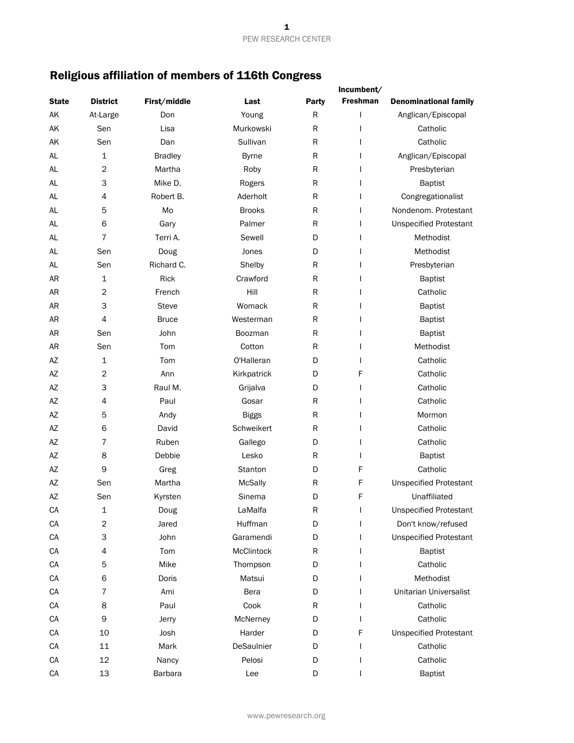## Religious affiliation of members of 116th Congress

| State | District | First/middle | Last | Party | Incumbent/ Freshman | Denominational family |
|---|---|---|---|---|---|---|
| AK | At-Large | Don | Young | R | I | Anglican/Episcopal |
| AK | Sen | Lisa | Murkowski | R | I | Catholic |
| AK | Sen | Dan | Sullivan | R | I | Catholic |
| AL | 1 | Bradley | Byrne | R | I | Anglican/Episcopal |
| AL | 2 | Martha | Roby | R | I | Presbyterian |
| AL | 3 | Mike D. | Rogers | R | I | Baptist |
| AL | 4 | Robert B. | Aderholt | R | I | Congregationalist |
| AL | 5 | Mo | Brooks | R | I | Nondenom. Protestant |
| AL | 6 | Gary | Palmer | R | I | Unspecified Protestant |
| AL | 7 | Terri A. | Sewell | D | I | Methodist |
| AL | Sen | Doug | Jones | D | I | Methodist |
| AL | Sen | Richard C. | Shelby | R | I | Presbyterian |
| AR | 1 | Rick | Crawford | R | I | Baptist |
| AR | 2 | French | Hill | R | I | Catholic |
| AR | 3 | Steve | Womack | R | I | Baptist |
| AR | 4 | Bruce | Westerman | R | I | Baptist |
| AR | Sen | John | Boozman | R | I | Baptist |
| AR | Sen | Tom | Cotton | R | I | Methodist |
| AZ | 1 | Tom | O'Halleran | D | I | Catholic |
| AZ | 2 | Ann | Kirkpatrick | D | F | Catholic |
| AZ | 3 | Raul M. | Grijalva | D | I | Catholic |
| AZ | 4 | Paul | Gosar | R | I | Catholic |
| AZ | 5 | Andy | Biggs | R | I | Mormon |
| AZ | 6 | David | Schweikert | R | I | Catholic |
| AZ | 7 | Ruben | Gallego | D | I | Catholic |
| AZ | 8 | Debbie | Lesko | R | I | Baptist |
| AZ | 9 | Greg | Stanton | D | F | Catholic |
| AZ | Sen | Martha | McSally | R | F | Unspecified Protestant |
| AZ | Sen | Kyrsten | Sinema | D | F | Unaffiliated |
| CA | 1 | Doug | LaMalfa | R | I | Unspecified Protestant |
| CA | 2 | Jared | Huffman | D | I | Don't know/refused |
| CA | 3 | John | Garamendi | D | I | Unspecified Protestant |
| CA | 4 | Tom | McClintock | R | I | Baptist |
| CA | 5 | Mike | Thompson | D | I | Catholic |
| CA | 6 | Doris | Matsui | D | I | Methodist |
| CA | 7 | Ami | Bera | D | I | Unitarian Universalist |
| CA | 8 | Paul | Cook | R | I | Catholic |
| CA | 9 | Jerry | McNerney | D | I | Catholic |
| CA | 10 | Josh | Harder | D | F | Unspecified Protestant |
| CA | 11 | Mark | DeSaulnier | D | I | Catholic |
| CA | 12 | Nancy | Pelosi | D | I | Catholic |
| CA | 13 | Barbara | Lee | D | I | Baptist |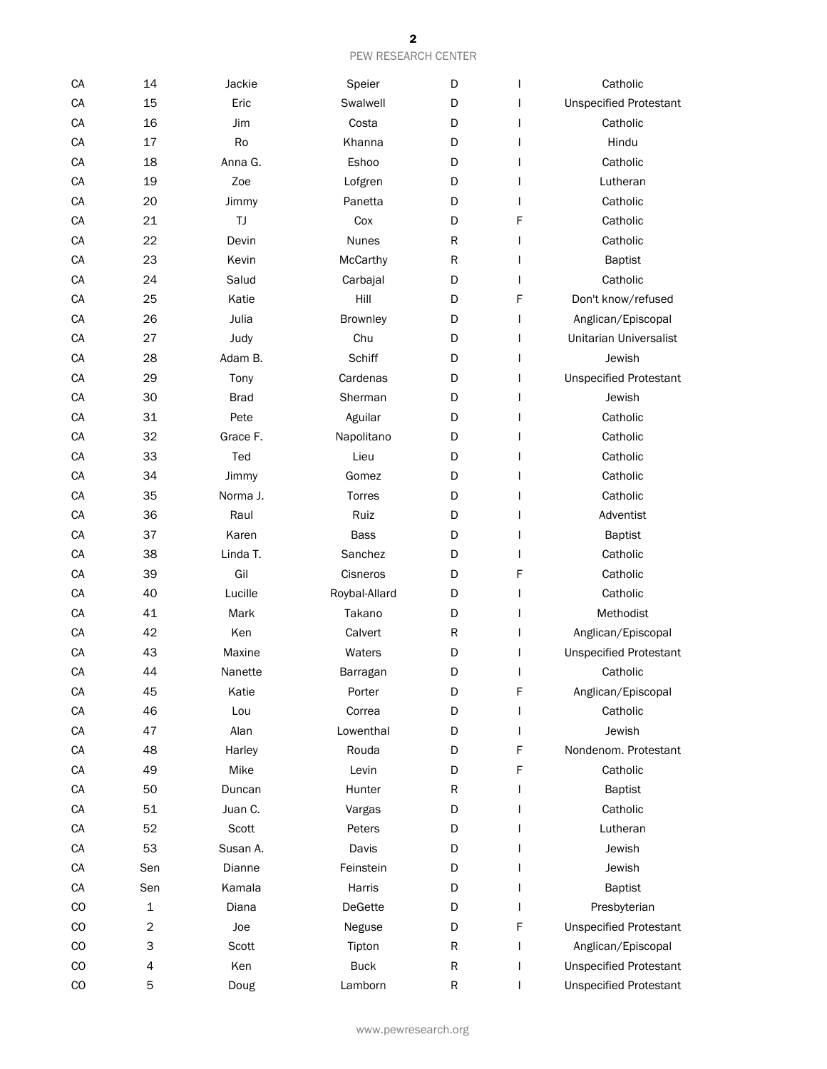| CA | 14 | Jackie | Speier | D | I | Catholic |
|---|---|---|---|---|---|---|
| CA | 15 | Eric | Swalwell | D | I | Unspecified Protestant |
| CA | 16 | Jim | Costa | D | I | Catholic |
| CA | 17 | Ro | Khanna | D | I | Hindu |
| CA | 18 | Anna G. | Eshoo | D | I | Catholic |
| CA | 19 | Zoe | Lofgren | D | I | Lutheran |
| CA | 20 | Jimmy | Panetta | D | I | Catholic |
| CA | 21 | TJ | Cox | D | F | Catholic |
| CA | 22 | Devin | Nunes | R | I | Catholic |
| CA | 23 | Kevin | McCarthy | R | I | Baptist |
| CA | 24 | Salud | Carbajal | D | I | Catholic |
| CA | 25 | Katie | Hill | D | F | Don't know/refused |
| CA | 26 | Julia | Brownley | D | I | Anglican/Episcopal |
| CA | 27 | Judy | Chu | D | I | Unitarian Universalist |
| CA | 28 | Adam B. | Schiff | D | I | Jewish |
| CA | 29 | Tony | Cardenas | D | I | Unspecified Protestant |
| CA | 30 | Brad | Sherman | D | I | Jewish |
| CA | 31 | Pete | Aguilar | D | I | Catholic |
| CA | 32 | Grace F. | Napolitano | D | I | Catholic |
| CA | 33 | Ted | Lieu | D | I | Catholic |
| CA | 34 | Jimmy | Gomez | D | I | Catholic |
| CA | 35 | Norma J. | Torres | D | I | Catholic |
| CA | 36 | Raul | Ruiz | D | I | Adventist |
| CA | 37 | Karen | Bass | D | I | Baptist |
| CA | 38 | Linda T. | Sanchez | D | I | Catholic |
| CA | 39 | Gil | Cisneros | D | F | Catholic |
| CA | 40 | Lucille | Roybal-Allard | D | I | Catholic |
| CA | 41 | Mark | Takano | D | I | Methodist |
| CA | 42 | Ken | Calvert | R | I | Anglican/Episcopal |
| CA | 43 | Maxine | Waters | D | I | Unspecified Protestant |
| CA | 44 | Nanette | Barragan | D | I | Catholic |
| CA | 45 | Katie | Porter | D | F | Anglican/Episcopal |
| CA | 46 | Lou | Correa | D | I | Catholic |
| CA | 47 | Alan | Lowenthal | D | I | Jewish |
| CA | 48 | Harley | Rouda | D | F | Nondenom. Protestant |
| CA | 49 | Mike | Levin | D | F | Catholic |
| CA | 50 | Duncan | Hunter | R | I | Baptist |
| CA | 51 | Juan C. | Vargas | D | I | Catholic |
| CA | 52 | Scott | Peters | D | I | Lutheran |
| CA | 53 | Susan A. | Davis | D | I | Jewish |
| CA | Sen | Dianne | Feinstein | D | I | Jewish |
| CA | Sen | Kamala | Harris | D | I | Baptist |
| CO | 1 | Diana | DeGette | D | I | Presbyterian |
| CO | 2 | Joe | Neguse | D | F | Unspecified Protestant |
| CO | 3 | Scott | Tipton | R | I | Anglican/Episcopal |
| CO | 4 | Ken | Buck | R | I | Unspecified Protestant |
| CO | 5 | Doug | Lamborn | R | I | Unspecified Protestant |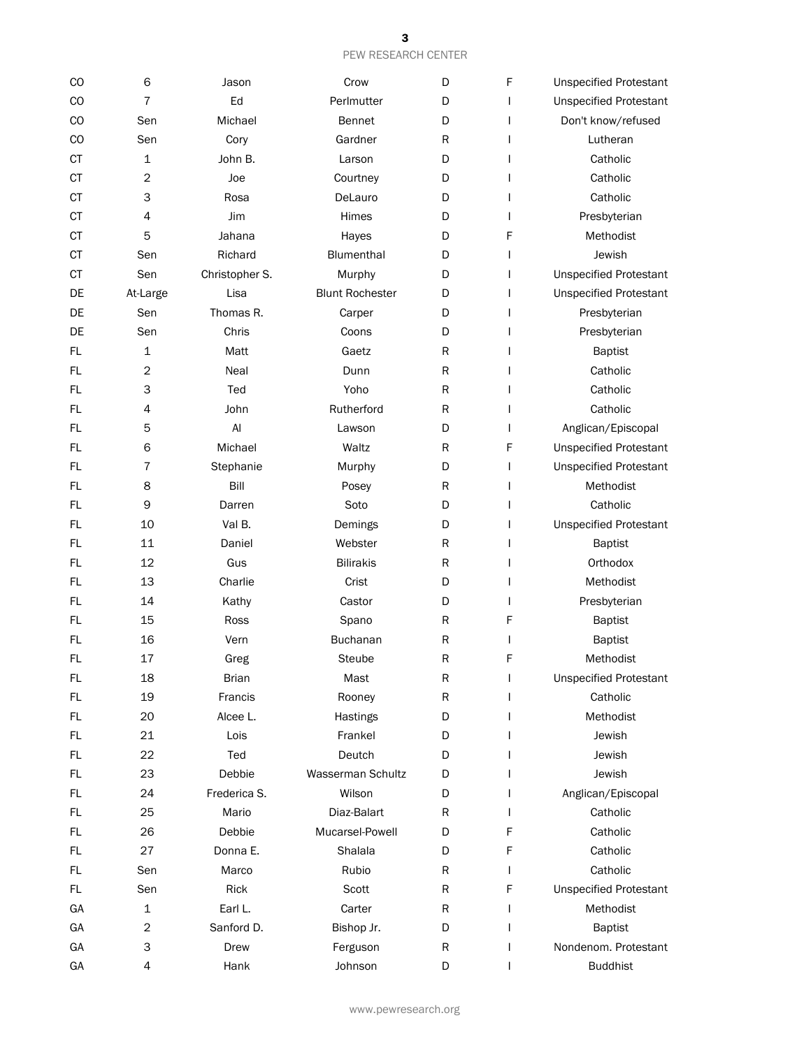| | | | | | | |
|---|---|---|---|---|---|---|
| CO | 6 | Jason | Crow | D | F | Unspecified Protestant |
| CO | 7 | Ed | Perlmutter | D | I | Unspecified Protestant |
| CO | Sen | Michael | Bennet | D | I | Don't know/refused |
| CO | Sen | Cory | Gardner | R | I | Lutheran |
| CT | 1 | John B. | Larson | D | I | Catholic |
| CT | 2 | Joe | Courtney | D | I | Catholic |
| CT | 3 | Rosa | DeLauro | D | I | Catholic |
| CT | 4 | Jim | Himes | D | I | Presbyterian |
| CT | 5 | Jahana | Hayes | D | F | Methodist |
| CT | Sen | Richard | Blumenthal | D | I | Jewish |
| CT | Sen | Christopher S. | Murphy | D | I | Unspecified Protestant |
| DE | At-Large | Lisa | Blunt Rochester | D | I | Unspecified Protestant |
| DE | Sen | Thomas R. | Carper | D | I | Presbyterian |
| DE | Sen | Chris | Coons | D | I | Presbyterian |
| FL | 1 | Matt | Gaetz | R | I | Baptist |
| FL | 2 | Neal | Dunn | R | I | Catholic |
| FL | 3 | Ted | Yoho | R | I | Catholic |
| FL | 4 | John | Rutherford | R | I | Catholic |
| FL | 5 | Al | Lawson | D | I | Anglican/Episcopal |
| FL | 6 | Michael | Waltz | R | F | Unspecified Protestant |
| FL | 7 | Stephanie | Murphy | D | I | Unspecified Protestant |
| FL | 8 | Bill | Posey | R | I | Methodist |
| FL | 9 | Darren | Soto | D | I | Catholic |
| FL | 10 | Val B. | Demings | D | I | Unspecified Protestant |
| FL | 11 | Daniel | Webster | R | I | Baptist |
| FL | 12 | Gus | Bilirakis | R | I | Orthodox |
| FL | 13 | Charlie | Crist | D | I | Methodist |
| FL | 14 | Kathy | Castor | D | I | Presbyterian |
| FL | 15 | Ross | Spano | R | F | Baptist |
| FL | 16 | Vern | Buchanan | R | I | Baptist |
| FL | 17 | Greg | Steube | R | F | Methodist |
| FL | 18 | Brian | Mast | R | I | Unspecified Protestant |
| FL | 19 | Francis | Rooney | R | I | Catholic |
| FL | 20 | Alcee L. | Hastings | D | I | Methodist |
| FL | 21 | Lois | Frankel | D | I | Jewish |
| FL | 22 | Ted | Deutch | D | I | Jewish |
| FL | 23 | Debbie | Wasserman Schultz | D | I | Jewish |
| FL | 24 | Frederica S. | Wilson | D | I | Anglican/Episcopal |
| FL | 25 | Mario | Diaz-Balart | R | I | Catholic |
| FL | 26 | Debbie | Mucarsel-Powell | D | F | Catholic |
| FL | 27 | Donna E. | Shalala | D | F | Catholic |
| FL | Sen | Marco | Rubio | R | I | Catholic |
| FL | Sen | Rick | Scott | R | F | Unspecified Protestant |
| GA | 1 | Earl L. | Carter | R | I | Methodist |
| GA | 2 | Sanford D. | Bishop Jr. | D | I | Baptist |
| GA | 3 | Drew | Ferguson | R | I | Nondenom. Protestant |
| GA | 4 | Hank | Johnson | D | I | Buddhist |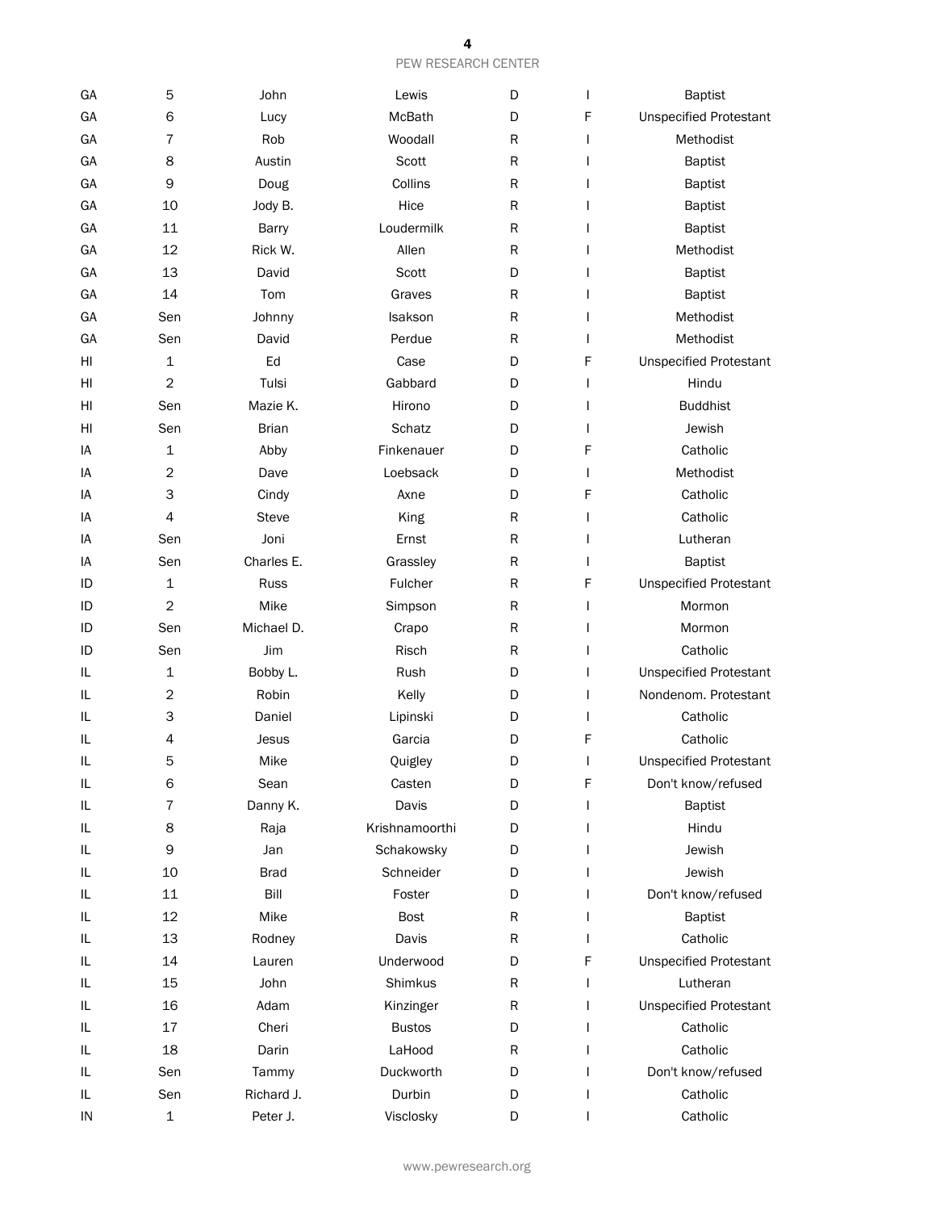| GA | 5 | John | Lewis | D | I | Baptist |
|---|---|---|---|---|---|---|
| GA | 6 | Lucy | McBath | D | F | Unspecified Protestant |
| GA | 7 | Rob | Woodall | R | I | Methodist |
| GA | 8 | Austin | Scott | R | I | Baptist |
| GA | 9 | Doug | Collins | R | I | Baptist |
| GA | 10 | Jody B. | Hice | R | I | Baptist |
| GA | 11 | Barry | Loudermilk | R | I | Baptist |
| GA | 12 | Rick W. | Allen | R | I | Methodist |
| GA | 13 | David | Scott | D | I | Baptist |
| GA | 14 | Tom | Graves | R | I | Baptist |
| GA | Sen | Johnny | Isakson | R | I | Methodist |
| GA | Sen | David | Perdue | R | I | Methodist |
| HI | 1 | Ed | Case | D | F | Unspecified Protestant |
| HI | 2 | Tulsi | Gabbard | D | I | Hindu |
| HI | Sen | Mazie K. | Hirono | D | I | Buddhist |
| HI | Sen | Brian | Schatz | D | I | Jewish |
| IA | 1 | Abby | Finkenauer | D | F | Catholic |
| IA | 2 | Dave | Loebsack | D | I | Methodist |
| IA | 3 | Cindy | Axne | D | F | Catholic |
| IA | 4 | Steve | King | R | I | Catholic |
| IA | Sen | Joni | Ernst | R | I | Lutheran |
| IA | Sen | Charles E. | Grassley | R | I | Baptist |
| ID | 1 | Russ | Fulcher | R | F | Unspecified Protestant |
| ID | 2 | Mike | Simpson | R | I | Mormon |
| ID | Sen | Michael D. | Crapo | R | I | Mormon |
| ID | Sen | Jim | Risch | R | I | Catholic |
| IL | 1 | Bobby L. | Rush | D | I | Unspecified Protestant |
| IL | 2 | Robin | Kelly | D | I | Nondenom. Protestant |
| IL | 3 | Daniel | Lipinski | D | I | Catholic |
| IL | 4 | Jesus | Garcia | D | F | Catholic |
| IL | 5 | Mike | Quigley | D | I | Unspecified Protestant |
| IL | 6 | Sean | Casten | D | F | Don't know/refused |
| IL | 7 | Danny K. | Davis | D | I | Baptist |
| IL | 8 | Raja | Krishnamoorthi | D | I | Hindu |
| IL | 9 | Jan | Schakowsky | D | I | Jewish |
| IL | 10 | Brad | Schneider | D | I | Jewish |
| IL | 11 | Bill | Foster | D | I | Don't know/refused |
| IL | 12 | Mike | Bost | R | I | Baptist |
| IL | 13 | Rodney | Davis | R | I | Catholic |
| IL | 14 | Lauren | Underwood | D | F | Unspecified Protestant |
| IL | 15 | John | Shimkus | R | I | Lutheran |
| IL | 16 | Adam | Kinzinger | R | I | Unspecified Protestant |
| IL | 17 | Cheri | Bustos | D | I | Catholic |
| IL | 18 | Darin | LaHood | R | I | Catholic |
| IL | Sen | Tammy | Duckworth | D | I | Don't know/refused |
| IL | Sen | Richard J. | Durbin | D | I | Catholic |
| IN | 1 | Peter J. | Visclosky | D | I | Catholic |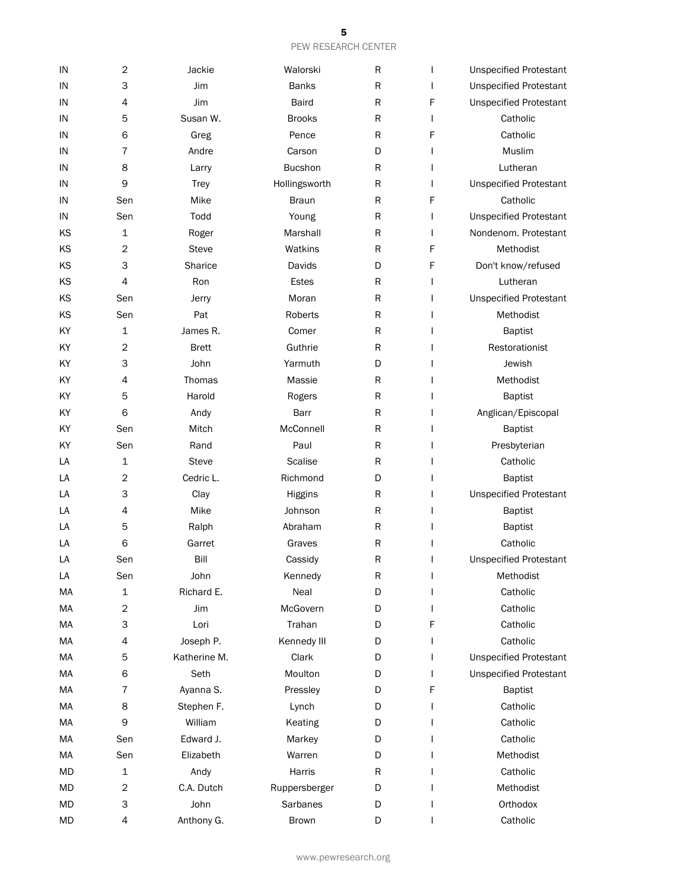| | | | | | | |
|---|---|---|---|---|---|---|
| IN | 2 | Jackie | Walorski | R | I | Unspecified Protestant |
| IN | 3 | Jim | Banks | R | I | Unspecified Protestant |
| IN | 4 | Jim | Baird | R | F | Unspecified Protestant |
| IN | 5 | Susan W. | Brooks | R | I | Catholic |
| IN | 6 | Greg | Pence | R | F | Catholic |
| IN | 7 | Andre | Carson | D | I | Muslim |
| IN | 8 | Larry | Bucshon | R | I | Lutheran |
| IN | 9 | Trey | Hollingsworth | R | I | Unspecified Protestant |
| IN | Sen | Mike | Braun | R | F | Catholic |
| IN | Sen | Todd | Young | R | I | Unspecified Protestant |
| KS | 1 | Roger | Marshall | R | I | Nondenom. Protestant |
| KS | 2 | Steve | Watkins | R | F | Methodist |
| KS | 3 | Sharice | Davids | D | F | Don't know/refused |
| KS | 4 | Ron | Estes | R | I | Lutheran |
| KS | Sen | Jerry | Moran | R | I | Unspecified Protestant |
| KS | Sen | Pat | Roberts | R | I | Methodist |
| KY | 1 | James R. | Comer | R | I | Baptist |
| KY | 2 | Brett | Guthrie | R | I | Restorationist |
| KY | 3 | John | Yarmuth | D | I | Jewish |
| KY | 4 | Thomas | Massie | R | I | Methodist |
| KY | 5 | Harold | Rogers | R | I | Baptist |
| KY | 6 | Andy | Barr | R | I | Anglican/Episcopal |
| KY | Sen | Mitch | McConnell | R | I | Baptist |
| KY | Sen | Rand | Paul | R | I | Presbyterian |
| LA | 1 | Steve | Scalise | R | I | Catholic |
| LA | 2 | Cedric L. | Richmond | D | I | Baptist |
| LA | 3 | Clay | Higgins | R | I | Unspecified Protestant |
| LA | 4 | Mike | Johnson | R | I | Baptist |
| LA | 5 | Ralph | Abraham | R | I | Baptist |
| LA | 6 | Garret | Graves | R | I | Catholic |
| LA | Sen | Bill | Cassidy | R | I | Unspecified Protestant |
| LA | Sen | John | Kennedy | R | I | Methodist |
| MA | 1 | Richard E. | Neal | D | I | Catholic |
| MA | 2 | Jim | McGovern | D | I | Catholic |
| MA | 3 | Lori | Trahan | D | F | Catholic |
| MA | 4 | Joseph P. | Kennedy III | D | I | Catholic |
| MA | 5 | Katherine M. | Clark | D | I | Unspecified Protestant |
| MA | 6 | Seth | Moulton | D | I | Unspecified Protestant |
| MA | 7 | Ayanna S. | Pressley | D | F | Baptist |
| MA | 8 | Stephen F. | Lynch | D | I | Catholic |
| MA | 9 | William | Keating | D | I | Catholic |
| MA | Sen | Edward J. | Markey | D | I | Catholic |
| MA | Sen | Elizabeth | Warren | D | I | Methodist |
| MD | 1 | Andy | Harris | R | I | Catholic |
| MD | 2 | C.A. Dutch | Ruppersberger | D | I | Methodist |
| MD | 3 | John | Sarbanes | D | I | Orthodox |
| MD | 4 | Anthony G. | Brown | D | I | Catholic |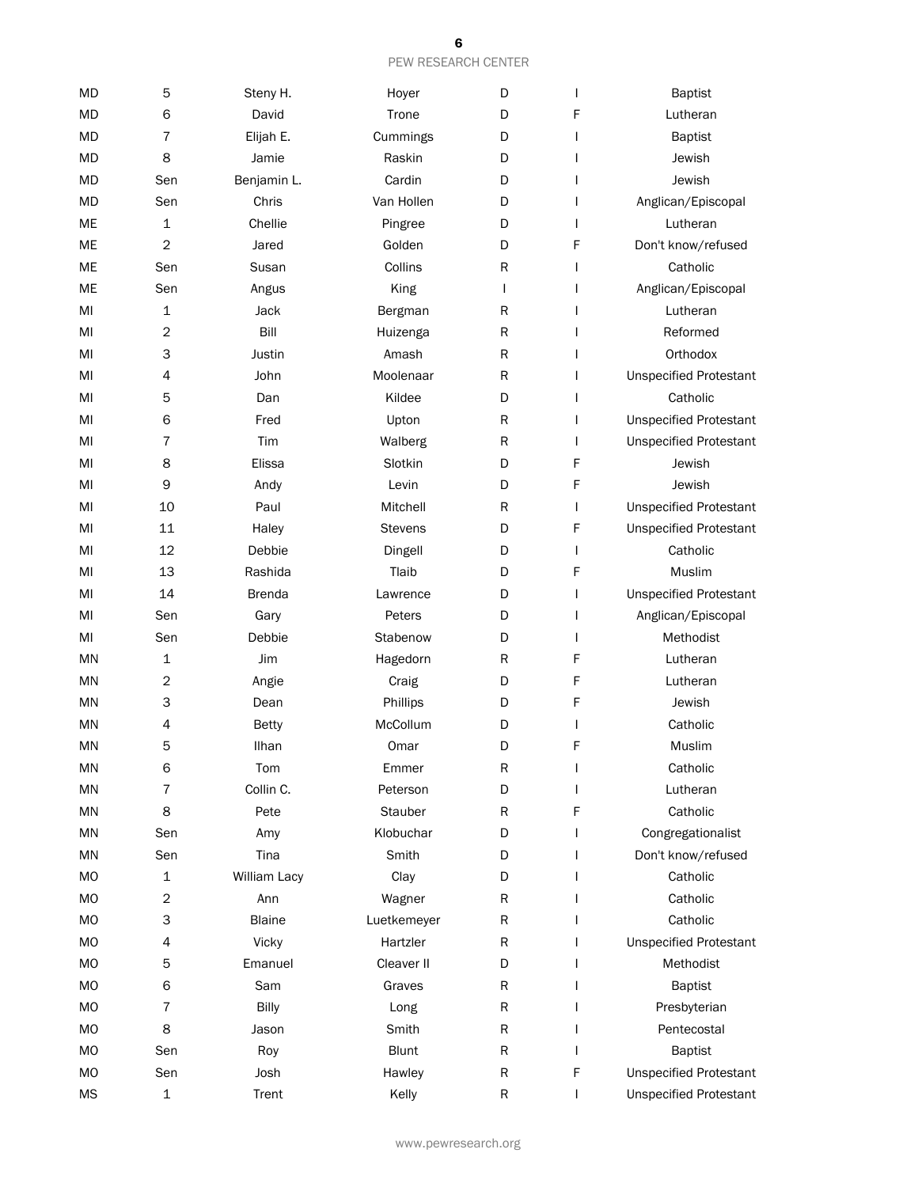| | | | | | | |
|---|---|---|---|---|---|---|
| MD | 5 | Steny H. | Hoyer | D | I | Baptist |
| MD | 6 | David | Trone | D | F | Lutheran |
| MD | 7 | Elijah E. | Cummings | D | I | Baptist |
| MD | 8 | Jamie | Raskin | D | I | Jewish |
| MD | Sen | Benjamin L. | Cardin | D | I | Jewish |
| MD | Sen | Chris | Van Hollen | D | I | Anglican/Episcopal |
| ME | 1 | Chellie | Pingree | D | I | Lutheran |
| ME | 2 | Jared | Golden | D | F | Don't know/refused |
| ME | Sen | Susan | Collins | R | I | Catholic |
| ME | Sen | Angus | King | I | I | Anglican/Episcopal |
| MI | 1 | Jack | Bergman | R | I | Lutheran |
| MI | 2 | Bill | Huizenga | R | I | Reformed |
| MI | 3 | Justin | Amash | R | I | Orthodox |
| MI | 4 | John | Moolenaar | R | I | Unspecified Protestant |
| MI | 5 | Dan | Kildee | D | I | Catholic |
| MI | 6 | Fred | Upton | R | I | Unspecified Protestant |
| MI | 7 | Tim | Walberg | R | I | Unspecified Protestant |
| MI | 8 | Elissa | Slotkin | D | F | Jewish |
| MI | 9 | Andy | Levin | D | F | Jewish |
| MI | 10 | Paul | Mitchell | R | I | Unspecified Protestant |
| MI | 11 | Haley | Stevens | D | F | Unspecified Protestant |
| MI | 12 | Debbie | Dingell | D | I | Catholic |
| MI | 13 | Rashida | Tlaib | D | F | Muslim |
| MI | 14 | Brenda | Lawrence | D | I | Unspecified Protestant |
| MI | Sen | Gary | Peters | D | I | Anglican/Episcopal |
| MI | Sen | Debbie | Stabenow | D | I | Methodist |
| MN | 1 | Jim | Hagedorn | R | F | Lutheran |
| MN | 2 | Angie | Craig | D | F | Lutheran |
| MN | 3 | Dean | Phillips | D | F | Jewish |
| MN | 4 | Betty | McCollum | D | I | Catholic |
| MN | 5 | Ilhan | Omar | D | F | Muslim |
| MN | 6 | Tom | Emmer | R | I | Catholic |
| MN | 7 | Collin C. | Peterson | D | I | Lutheran |
| MN | 8 | Pete | Stauber | R | F | Catholic |
| MN | Sen | Amy | Klobuchar | D | I | Congregationalist |
| MN | Sen | Tina | Smith | D | I | Don't know/refused |
| MO | 1 | William Lacy | Clay | D | I | Catholic |
| MO | 2 | Ann | Wagner | R | I | Catholic |
| MO | 3 | Blaine | Luetkemeyer | R | I | Catholic |
| MO | 4 | Vicky | Hartzler | R | I | Unspecified Protestant |
| MO | 5 | Emanuel | Cleaver II | D | I | Methodist |
| MO | 6 | Sam | Graves | R | I | Baptist |
| MO | 7 | Billy | Long | R | I | Presbyterian |
| MO | 8 | Jason | Smith | R | I | Pentecostal |
| MO | Sen | Roy | Blunt | R | I | Baptist |
| MO | Sen | Josh | Hawley | R | F | Unspecified Protestant |
| MS | 1 | Trent | Kelly | R | I | Unspecified Protestant |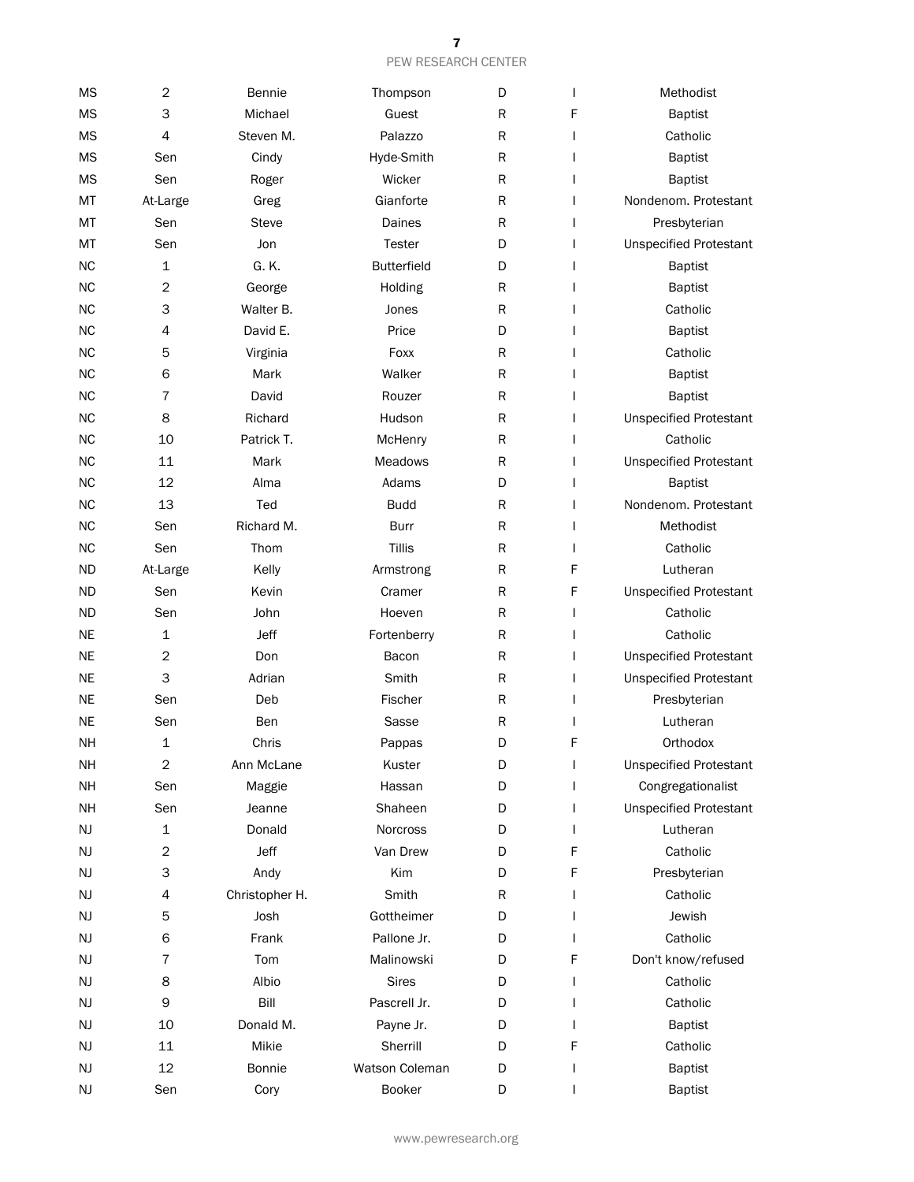| | | | | | | |
|---|---|---|---|---|---|---|
| MS | 2 | Bennie | Thompson | D | I | Methodist |
| MS | 3 | Michael | Guest | R | F | Baptist |
| MS | 4 | Steven M. | Palazzo | R | I | Catholic |
| MS | Sen | Cindy | Hyde-Smith | R | I | Baptist |
| MS | Sen | Roger | Wicker | R | I | Baptist |
| MT | At-Large | Greg | Gianforte | R | I | Nondenom. Protestant |
| MT | Sen | Steve | Daines | R | I | Presbyterian |
| MT | Sen | Jon | Tester | D | I | Unspecified Protestant |
| NC | 1 | G. K. | Butterfield | D | I | Baptist |
| NC | 2 | George | Holding | R | I | Baptist |
| NC | 3 | Walter B. | Jones | R | I | Catholic |
| NC | 4 | David E. | Price | D | I | Baptist |
| NC | 5 | Virginia | Foxx | R | I | Catholic |
| NC | 6 | Mark | Walker | R | I | Baptist |
| NC | 7 | David | Rouzer | R | I | Baptist |
| NC | 8 | Richard | Hudson | R | I | Unspecified Protestant |
| NC | 10 | Patrick T. | McHenry | R | I | Catholic |
| NC | 11 | Mark | Meadows | R | I | Unspecified Protestant |
| NC | 12 | Alma | Adams | D | I | Baptist |
| NC | 13 | Ted | Budd | R | I | Nondenom. Protestant |
| NC | Sen | Richard M. | Burr | R | I | Methodist |
| NC | Sen | Thom | Tillis | R | I | Catholic |
| ND | At-Large | Kelly | Armstrong | R | F | Lutheran |
| ND | Sen | Kevin | Cramer | R | F | Unspecified Protestant |
| ND | Sen | John | Hoeven | R | I | Catholic |
| NE | 1 | Jeff | Fortenberry | R | I | Catholic |
| NE | 2 | Don | Bacon | R | I | Unspecified Protestant |
| NE | 3 | Adrian | Smith | R | I | Unspecified Protestant |
| NE | Sen | Deb | Fischer | R | I | Presbyterian |
| NE | Sen | Ben | Sasse | R | I | Lutheran |
| NH | 1 | Chris | Pappas | D | F | Orthodox |
| NH | 2 | Ann McLane | Kuster | D | I | Unspecified Protestant |
| NH | Sen | Maggie | Hassan | D | I | Congregationalist |
| NH | Sen | Jeanne | Shaheen | D | I | Unspecified Protestant |
| NJ | 1 | Donald | Norcross | D | I | Lutheran |
| NJ | 2 | Jeff | Van Drew | D | F | Catholic |
| NJ | 3 | Andy | Kim | D | F | Presbyterian |
| NJ | 4 | Christopher H. | Smith | R | I | Catholic |
| NJ | 5 | Josh | Gottheimer | D | I | Jewish |
| NJ | 6 | Frank | Pallone Jr. | D | I | Catholic |
| NJ | 7 | Tom | Malinowski | D | F | Don't know/refused |
| NJ | 8 | Albio | Sires | D | I | Catholic |
| NJ | 9 | Bill | Pascrell Jr. | D | I | Catholic |
| NJ | 10 | Donald M. | Payne Jr. | D | I | Baptist |
| NJ | 11 | Mikie | Sherrill | D | F | Catholic |
| NJ | 12 | Bonnie | Watson Coleman | D | I | Baptist |
| NJ | Sen | Cory | Booker | D | I | Baptist |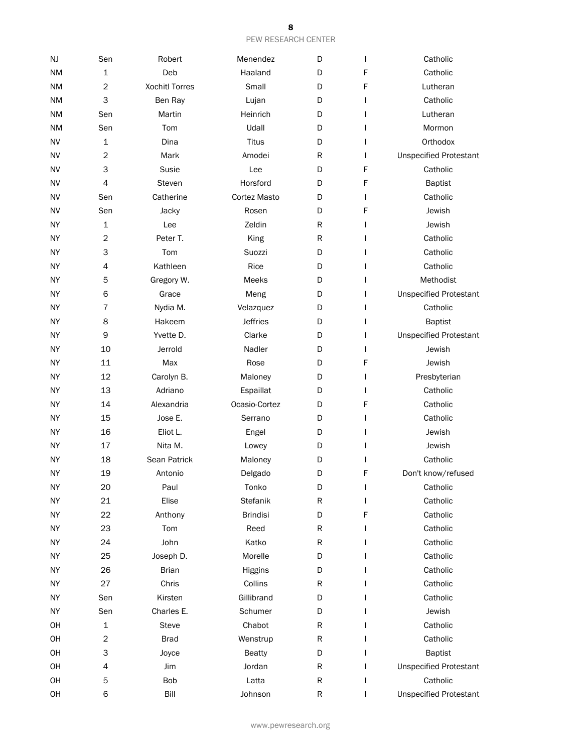| | | | | | | |
|---|---|---|---|---|---|---|
| NJ | Sen | Robert | Menendez | D | I | Catholic |
| NM | 1 | Deb | Haaland | D | F | Catholic |
| NM | 2 | Xochitl Torres | Small | D | F | Lutheran |
| NM | 3 | Ben Ray | Lujan | D | I | Catholic |
| NM | Sen | Martin | Heinrich | D | I | Lutheran |
| NM | Sen | Tom | Udall | D | I | Mormon |
| NV | 1 | Dina | Titus | D | I | Orthodox |
| NV | 2 | Mark | Amodei | R | I | Unspecified Protestant |
| NV | 3 | Susie | Lee | D | F | Catholic |
| NV | 4 | Steven | Horsford | D | F | Baptist |
| NV | Sen | Catherine | Cortez Masto | D | I | Catholic |
| NV | Sen | Jacky | Rosen | D | F | Jewish |
| NY | 1 | Lee | Zeldin | R | I | Jewish |
| NY | 2 | Peter T. | King | R | I | Catholic |
| NY | 3 | Tom | Suozzi | D | I | Catholic |
| NY | 4 | Kathleen | Rice | D | I | Catholic |
| NY | 5 | Gregory W. | Meeks | D | I | Methodist |
| NY | 6 | Grace | Meng | D | I | Unspecified Protestant |
| NY | 7 | Nydia M. | Velazquez | D | I | Catholic |
| NY | 8 | Hakeem | Jeffries | D | I | Baptist |
| NY | 9 | Yvette D. | Clarke | D | I | Unspecified Protestant |
| NY | 10 | Jerrold | Nadler | D | I | Jewish |
| NY | 11 | Max | Rose | D | F | Jewish |
| NY | 12 | Carolyn B. | Maloney | D | I | Presbyterian |
| NY | 13 | Adriano | Espaillat | D | I | Catholic |
| NY | 14 | Alexandria | Ocasio-Cortez | D | F | Catholic |
| NY | 15 | Jose E. | Serrano | D | I | Catholic |
| NY | 16 | Eliot L. | Engel | D | I | Jewish |
| NY | 17 | Nita M. | Lowey | D | I | Jewish |
| NY | 18 | Sean Patrick | Maloney | D | I | Catholic |
| NY | 19 | Antonio | Delgado | D | F | Don't know/refused |
| NY | 20 | Paul | Tonko | D | I | Catholic |
| NY | 21 | Elise | Stefanik | R | I | Catholic |
| NY | 22 | Anthony | Brindisi | D | F | Catholic |
| NY | 23 | Tom | Reed | R | I | Catholic |
| NY | 24 | John | Katko | R | I | Catholic |
| NY | 25 | Joseph D. | Morelle | D | I | Catholic |
| NY | 26 | Brian | Higgins | D | I | Catholic |
| NY | 27 | Chris | Collins | R | I | Catholic |
| NY | Sen | Kirsten | Gillibrand | D | I | Catholic |
| NY | Sen | Charles E. | Schumer | D | I | Jewish |
| OH | 1 | Steve | Chabot | R | I | Catholic |
| OH | 2 | Brad | Wenstrup | R | I | Catholic |
| OH | 3 | Joyce | Beatty | D | I | Baptist |
| OH | 4 | Jim | Jordan | R | I | Unspecified Protestant |
| OH | 5 | Bob | Latta | R | I | Catholic |
| OH | 6 | Bill | Johnson | R | I | Unspecified Protestant |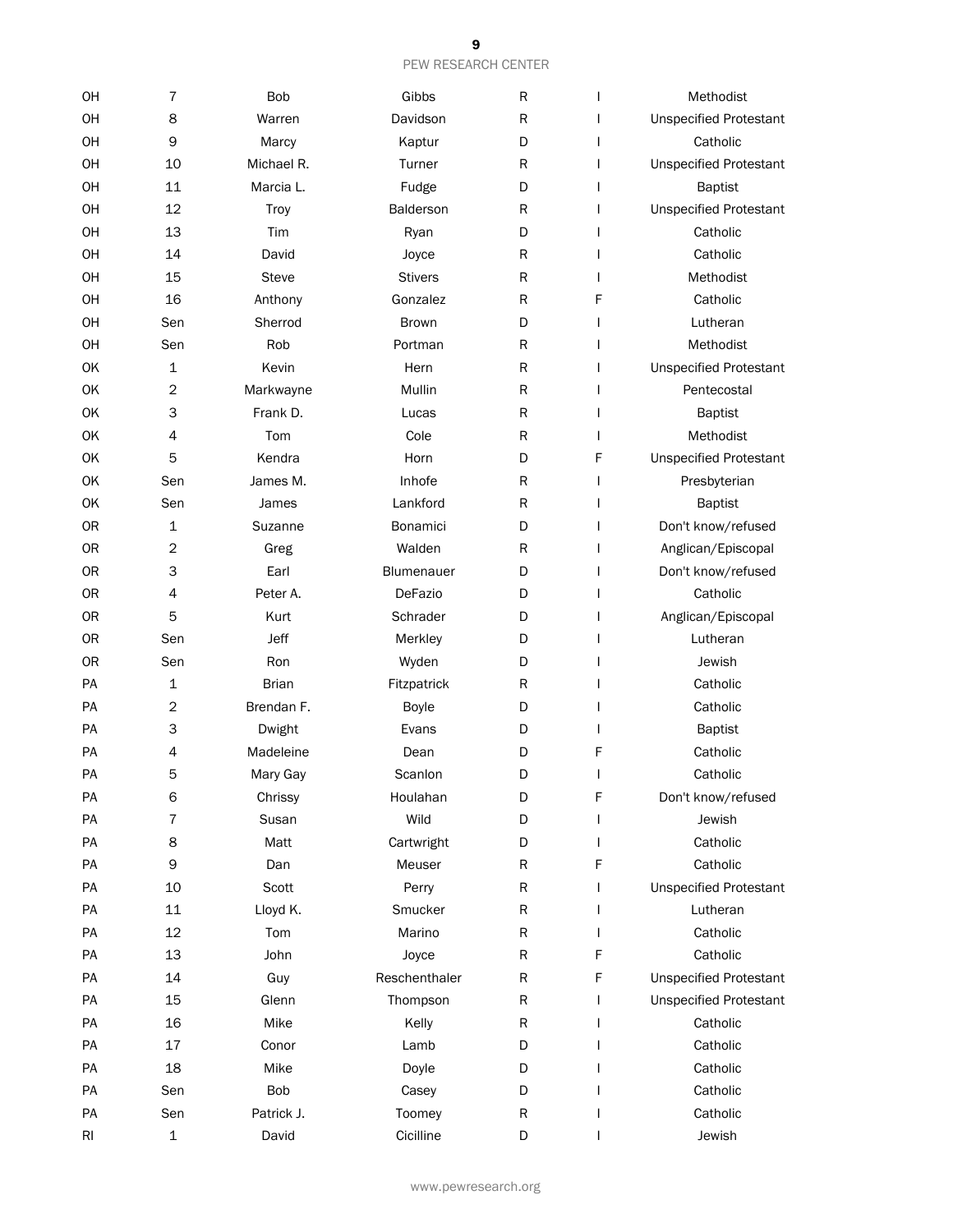| | | | | | | |
|---|---|---|---|---|---|---|
| OH | 7 | Bob | Gibbs | R | I | Methodist |
| OH | 8 | Warren | Davidson | R | I | Unspecified Protestant |
| OH | 9 | Marcy | Kaptur | D | I | Catholic |
| OH | 10 | Michael R. | Turner | R | I | Unspecified Protestant |
| OH | 11 | Marcia L. | Fudge | D | I | Baptist |
| OH | 12 | Troy | Balderson | R | I | Unspecified Protestant |
| OH | 13 | Tim | Ryan | D | I | Catholic |
| OH | 14 | David | Joyce | R | I | Catholic |
| OH | 15 | Steve | Stivers | R | I | Methodist |
| OH | 16 | Anthony | Gonzalez | R | F | Catholic |
| OH | Sen | Sherrod | Brown | D | I | Lutheran |
| OH | Sen | Rob | Portman | R | I | Methodist |
| OK | 1 | Kevin | Hern | R | I | Unspecified Protestant |
| OK | 2 | Markwayne | Mullin | R | I | Pentecostal |
| OK | 3 | Frank D. | Lucas | R | I | Baptist |
| OK | 4 | Tom | Cole | R | I | Methodist |
| OK | 5 | Kendra | Horn | D | F | Unspecified Protestant |
| OK | Sen | James M. | Inhofe | R | I | Presbyterian |
| OK | Sen | James | Lankford | R | I | Baptist |
| OR | 1 | Suzanne | Bonamici | D | I | Don't know/refused |
| OR | 2 | Greg | Walden | R | I | Anglican/Episcopal |
| OR | 3 | Earl | Blumenauer | D | I | Don't know/refused |
| OR | 4 | Peter A. | DeFazio | D | I | Catholic |
| OR | 5 | Kurt | Schrader | D | I | Anglican/Episcopal |
| OR | Sen | Jeff | Merkley | D | I | Lutheran |
| OR | Sen | Ron | Wyden | D | I | Jewish |
| PA | 1 | Brian | Fitzpatrick | R | I | Catholic |
| PA | 2 | Brendan F. | Boyle | D | I | Catholic |
| PA | 3 | Dwight | Evans | D | I | Baptist |
| PA | 4 | Madeleine | Dean | D | F | Catholic |
| PA | 5 | Mary Gay | Scanlon | D | I | Catholic |
| PA | 6 | Chrissy | Houlahan | D | F | Don't know/refused |
| PA | 7 | Susan | Wild | D | I | Jewish |
| PA | 8 | Matt | Cartwright | D | I | Catholic |
| PA | 9 | Dan | Meuser | R | F | Catholic |
| PA | 10 | Scott | Perry | R | I | Unspecified Protestant |
| PA | 11 | Lloyd K. | Smucker | R | I | Lutheran |
| PA | 12 | Tom | Marino | R | I | Catholic |
| PA | 13 | John | Joyce | R | F | Catholic |
| PA | 14 | Guy | Reschenthaler | R | F | Unspecified Protestant |
| PA | 15 | Glenn | Thompson | R | I | Unspecified Protestant |
| PA | 16 | Mike | Kelly | R | I | Catholic |
| PA | 17 | Conor | Lamb | D | I | Catholic |
| PA | 18 | Mike | Doyle | D | I | Catholic |
| PA | Sen | Bob | Casey | D | I | Catholic |
| PA | Sen | Patrick J. | Toomey | R | I | Catholic |
| RI | 1 | David | Cicilline | D | I | Jewish |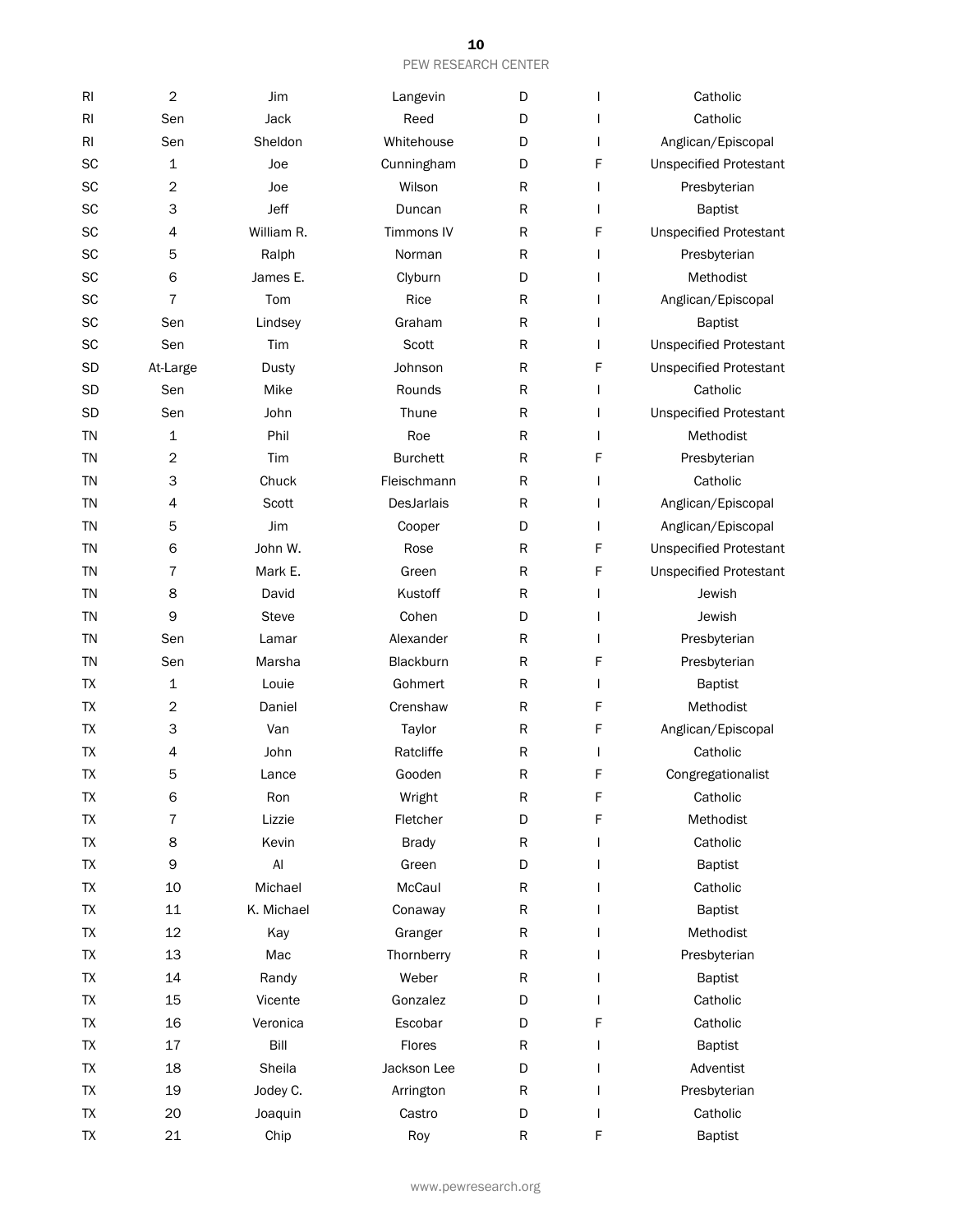| | | | | | | |
|---|---|---|---|---|---|---|
| RI | 2 | Jim | Langevin | D | I | Catholic |
| RI | Sen | Jack | Reed | D | I | Catholic |
| RI | Sen | Sheldon | Whitehouse | D | I | Anglican/Episcopal |
| SC | 1 | Joe | Cunningham | D | F | Unspecified Protestant |
| SC | 2 | Joe | Wilson | R | I | Presbyterian |
| SC | 3 | Jeff | Duncan | R | I | Baptist |
| SC | 4 | William R. | Timmons IV | R | F | Unspecified Protestant |
| SC | 5 | Ralph | Norman | R | I | Presbyterian |
| SC | 6 | James E. | Clyburn | D | I | Methodist |
| SC | 7 | Tom | Rice | R | I | Anglican/Episcopal |
| SC | Sen | Lindsey | Graham | R | I | Baptist |
| SC | Sen | Tim | Scott | R | I | Unspecified Protestant |
| SD | At-Large | Dusty | Johnson | R | F | Unspecified Protestant |
| SD | Sen | Mike | Rounds | R | I | Catholic |
| SD | Sen | John | Thune | R | I | Unspecified Protestant |
| TN | 1 | Phil | Roe | R | I | Methodist |
| TN | 2 | Tim | Burchett | R | F | Presbyterian |
| TN | 3 | Chuck | Fleischmann | R | I | Catholic |
| TN | 4 | Scott | DesJarlais | R | I | Anglican/Episcopal |
| TN | 5 | Jim | Cooper | D | I | Anglican/Episcopal |
| TN | 6 | John W. | Rose | R | F | Unspecified Protestant |
| TN | 7 | Mark E. | Green | R | F | Unspecified Protestant |
| TN | 8 | David | Kustoff | R | I | Jewish |
| TN | 9 | Steve | Cohen | D | I | Jewish |
| TN | Sen | Lamar | Alexander | R | I | Presbyterian |
| TN | Sen | Marsha | Blackburn | R | F | Presbyterian |
| TX | 1 | Louie | Gohmert | R | I | Baptist |
| TX | 2 | Daniel | Crenshaw | R | F | Methodist |
| TX | 3 | Van | Taylor | R | F | Anglican/Episcopal |
| TX | 4 | John | Ratcliffe | R | I | Catholic |
| TX | 5 | Lance | Gooden | R | F | Congregationalist |
| TX | 6 | Ron | Wright | R | F | Catholic |
| TX | 7 | Lizzie | Fletcher | D | F | Methodist |
| TX | 8 | Kevin | Brady | R | I | Catholic |
| TX | 9 | Al | Green | D | I | Baptist |
| TX | 10 | Michael | McCaul | R | I | Catholic |
| TX | 11 | K. Michael | Conaway | R | I | Baptist |
| TX | 12 | Kay | Granger | R | I | Methodist |
| TX | 13 | Mac | Thornberry | R | I | Presbyterian |
| TX | 14 | Randy | Weber | R | I | Baptist |
| TX | 15 | Vicente | Gonzalez | D | I | Catholic |
| TX | 16 | Veronica | Escobar | D | F | Catholic |
| TX | 17 | Bill | Flores | R | I | Baptist |
| TX | 18 | Sheila | Jackson Lee | D | I | Adventist |
| TX | 19 | Jodey C. | Arrington | R | I | Presbyterian |
| TX | 20 | Joaquin | Castro | D | I | Catholic |
| TX | 21 | Chip | Roy | R | F | Baptist |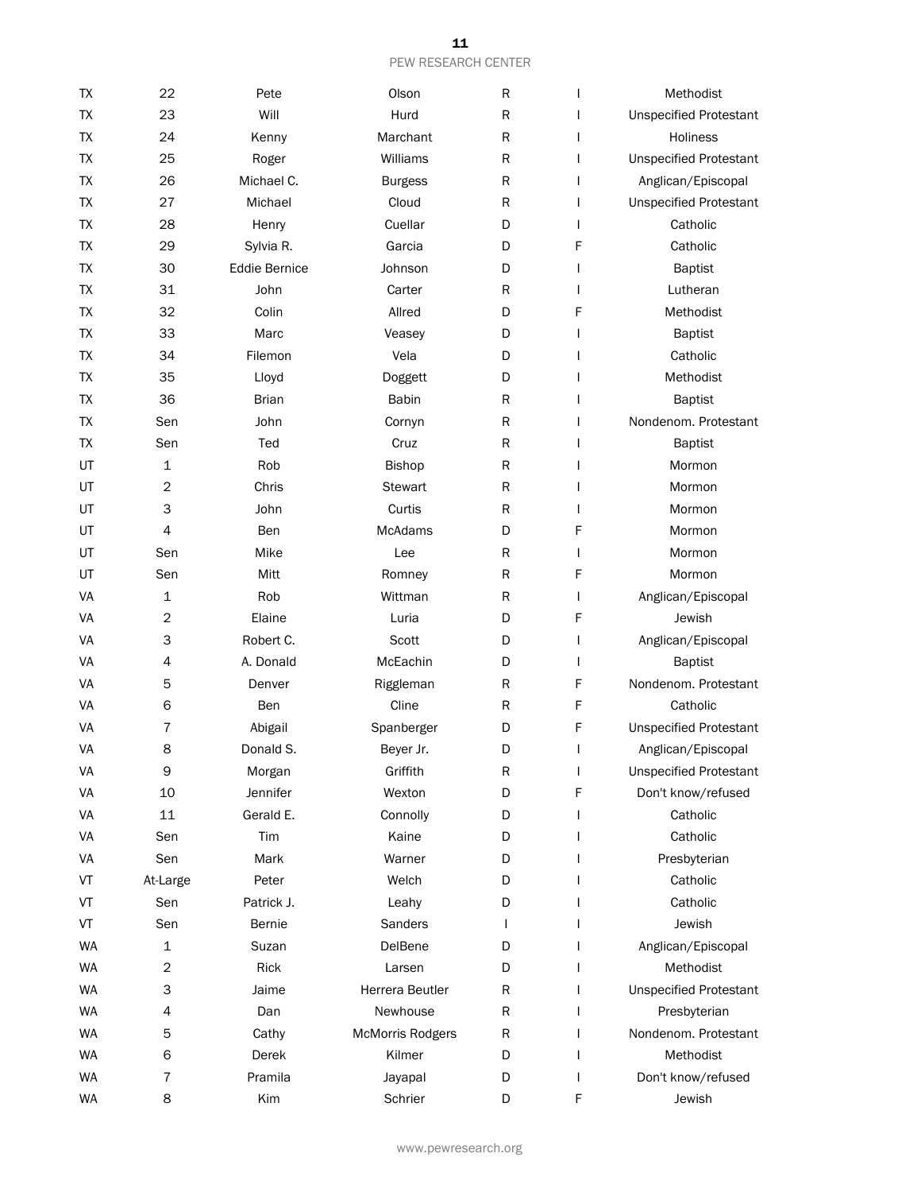| TX | 22 | Pete | Olson | R | I | Methodist |
|---|---|---|---|---|---|---|
| TX | 23 | Will | Hurd | R | I | Unspecified Protestant |
| TX | 24 | Kenny | Marchant | R | I | Holiness |
| TX | 25 | Roger | Williams | R | I | Unspecified Protestant |
| TX | 26 | Michael C. | Burgess | R | I | Anglican/Episcopal |
| TX | 27 | Michael | Cloud | R | I | Unspecified Protestant |
| TX | 28 | Henry | Cuellar | D | I | Catholic |
| TX | 29 | Sylvia R. | Garcia | D | F | Catholic |
| TX | 30 | Eddie Bernice | Johnson | D | I | Baptist |
| TX | 31 | John | Carter | R | I | Lutheran |
| TX | 32 | Colin | Allred | D | F | Methodist |
| TX | 33 | Marc | Veasey | D | I | Baptist |
| TX | 34 | Filemon | Vela | D | I | Catholic |
| TX | 35 | Lloyd | Doggett | D | I | Methodist |
| TX | 36 | Brian | Babin | R | I | Baptist |
| TX | Sen | John | Cornyn | R | I | Nondenom. Protestant |
| TX | Sen | Ted | Cruz | R | I | Baptist |
| UT | 1 | Rob | Bishop | R | I | Mormon |
| UT | 2 | Chris | Stewart | R | I | Mormon |
| UT | 3 | John | Curtis | R | I | Mormon |
| UT | 4 | Ben | McAdams | D | F | Mormon |
| UT | Sen | Mike | Lee | R | I | Mormon |
| UT | Sen | Mitt | Romney | R | F | Mormon |
| VA | 1 | Rob | Wittman | R | I | Anglican/Episcopal |
| VA | 2 | Elaine | Luria | D | F | Jewish |
| VA | 3 | Robert C. | Scott | D | I | Anglican/Episcopal |
| VA | 4 | A. Donald | McEachin | D | I | Baptist |
| VA | 5 | Denver | Riggleman | R | F | Nondenom. Protestant |
| VA | 6 | Ben | Cline | R | F | Catholic |
| VA | 7 | Abigail | Spanberger | D | F | Unspecified Protestant |
| VA | 8 | Donald S. | Beyer Jr. | D | I | Anglican/Episcopal |
| VA | 9 | Morgan | Griffith | R | I | Unspecified Protestant |
| VA | 10 | Jennifer | Wexton | D | F | Don't know/refused |
| VA | 11 | Gerald E. | Connolly | D | I | Catholic |
| VA | Sen | Tim | Kaine | D | I | Catholic |
| VA | Sen | Mark | Warner | D | I | Presbyterian |
| VT | At-Large | Peter | Welch | D | I | Catholic |
| VT | Sen | Patrick J. | Leahy | D | I | Catholic |
| VT | Sen | Bernie | Sanders | I | I | Jewish |
| WA | 1 | Suzan | DelBene | D | I | Anglican/Episcopal |
| WA | 2 | Rick | Larsen | D | I | Methodist |
| WA | 3 | Jaime | Herrera Beutler | R | I | Unspecified Protestant |
| WA | 4 | Dan | Newhouse | R | I | Presbyterian |
| WA | 5 | Cathy | McMorris Rodgers | R | I | Nondenom. Protestant |
| WA | 6 | Derek | Kilmer | D | I | Methodist |
| WA | 7 | Pramila | Jayapal | D | I | Don't know/refused |
| WA | 8 | Kim | Schrier | D | F | Jewish |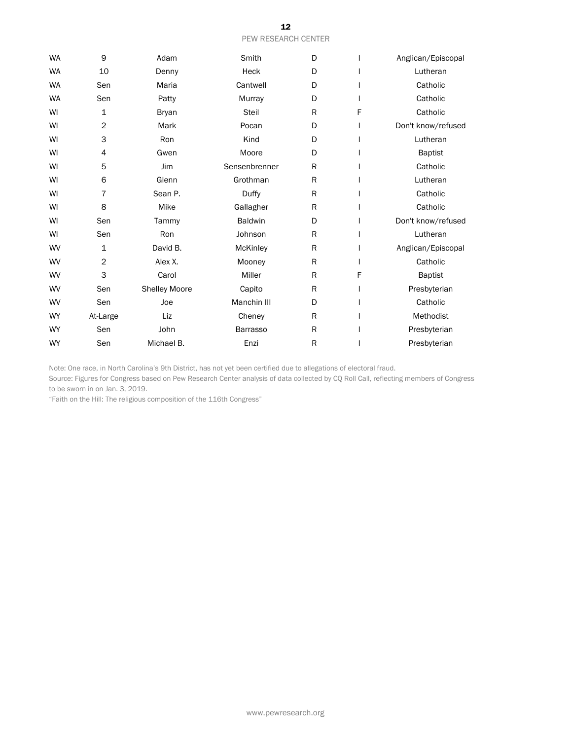| | | | | | | |
|---|---|---|---|---|---|---|
| WA | 9 | Adam | Smith | D | I | Anglican/Episcopal |
| WA | 10 | Denny | Heck | D | I | Lutheran |
| WA | Sen | Maria | Cantwell | D | I | Catholic |
| WA | Sen | Patty | Murray | D | I | Catholic |
| WI | 1 | Bryan | Steil | R | F | Catholic |
| WI | 2 | Mark | Pocan | D | I | Don't know/refused |
| WI | 3 | Ron | Kind | D | I | Lutheran |
| WI | 4 | Gwen | Moore | D | I | Baptist |
| WI | 5 | Jim | Sensenbrenner | R | I | Catholic |
| WI | 6 | Glenn | Grothman | R | I | Lutheran |
| WI | 7 | Sean P. | Duffy | R | I | Catholic |
| WI | 8 | Mike | Gallagher | R | I | Catholic |
| WI | Sen | Tammy | Baldwin | D | I | Don't know/refused |
| WI | Sen | Ron | Johnson | R | I | Lutheran |
| WV | 1 | David B. | McKinley | R | I | Anglican/Episcopal |
| WV | 2 | Alex X. | Mooney | R | I | Catholic |
| WV | 3 | Carol | Miller | R | F | Baptist |
| WV | Sen | Shelley Moore | Capito | R | I | Presbyterian |
| WV | Sen | Joe | Manchin III | D | I | Catholic |
| WY | At-Large | Liz | Cheney | R | I | Methodist |
| WY | Sen | John | Barrasso | R | I | Presbyterian |
| WY | Sen | Michael B. | Enzi | R | I | Presbyterian |

Note: One race, in North Carolina's 9th District, has not yet been certified due to allegations of electoral fraud.
Source: Figures for Congress based on Pew Research Center analysis of data collected by CQ Roll Call, reflecting members of Congress to be sworn in on Jan. 3, 2019.
"Faith on the Hill: The religious composition of the 116th Congress"